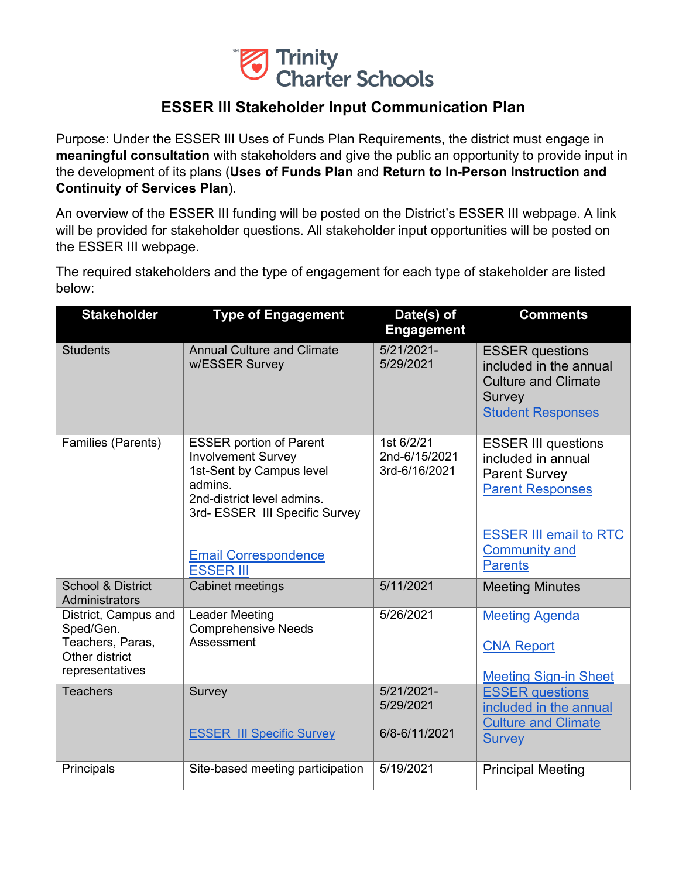Trinity Charter Schools

# ESSER III Stakeholder Input Communication Plan

Purpose: Under the ESSER III Uses of Funds Plan Requirements, the district must engage in **meaningful consultation** with stakeholders and give the public an opportunity to provide input in the development of its plans (**Uses of Funds Plan** and **Return to In-Person Instruction and Continuity of Services Plan**).

An overview of the ESSER III funding will be posted on the District's ESSER III webpage. A link will be provided for stakeholder questions. All stakeholder input opportunities will be posted on the ESSER III webpage.

The required stakeholders and the type of engagement for each type of stakeholder are listed below:

| Stakeholder | Type of Engagement | Date(s) of Engagement | Comments |
|---|---|---|---|
| Students | Annual Culture and Climate w/ESSER Survey | 5/21/2021-5/29/2021 | ESSER questions included in the annual Culture and Climate Survey<br>Student Responses |
| Families (Parents) | ESSER portion of Parent Involvement Survey<br>1st-Sent by Campus level admins.<br>2nd-district level admins.<br>3rd- ESSER III Specific Survey<br><br>Email Correspondence ESSER III | 1st 6/2/21<br>2nd-6/15/2021<br>3rd-6/16/2021 | ESSER III questions included in annual Parent Survey<br>Parent Responses<br><br>ESSER III email to RTC Community and Parents |
| School & District Administrators | Cabinet meetings | 5/11/2021 | Meeting Minutes |
| District, Campus and Sped/Gen. Teachers, Paras, Other district representatives | Leader Meeting Comprehensive Needs Assessment | 5/26/2021 | Meeting Agenda<br><br>CNA Report<br><br>Meeting Sign-in Sheet |
| Teachers | Survey<br><br>ESSER III Specific Survey | 5/21/2021-5/29/2021<br><br>6/8-6/11/2021 | ESSER questions included in the annual Culture and Climate Survey |
| Principals | Site-based meeting participation | 5/19/2021 | Principal Meeting |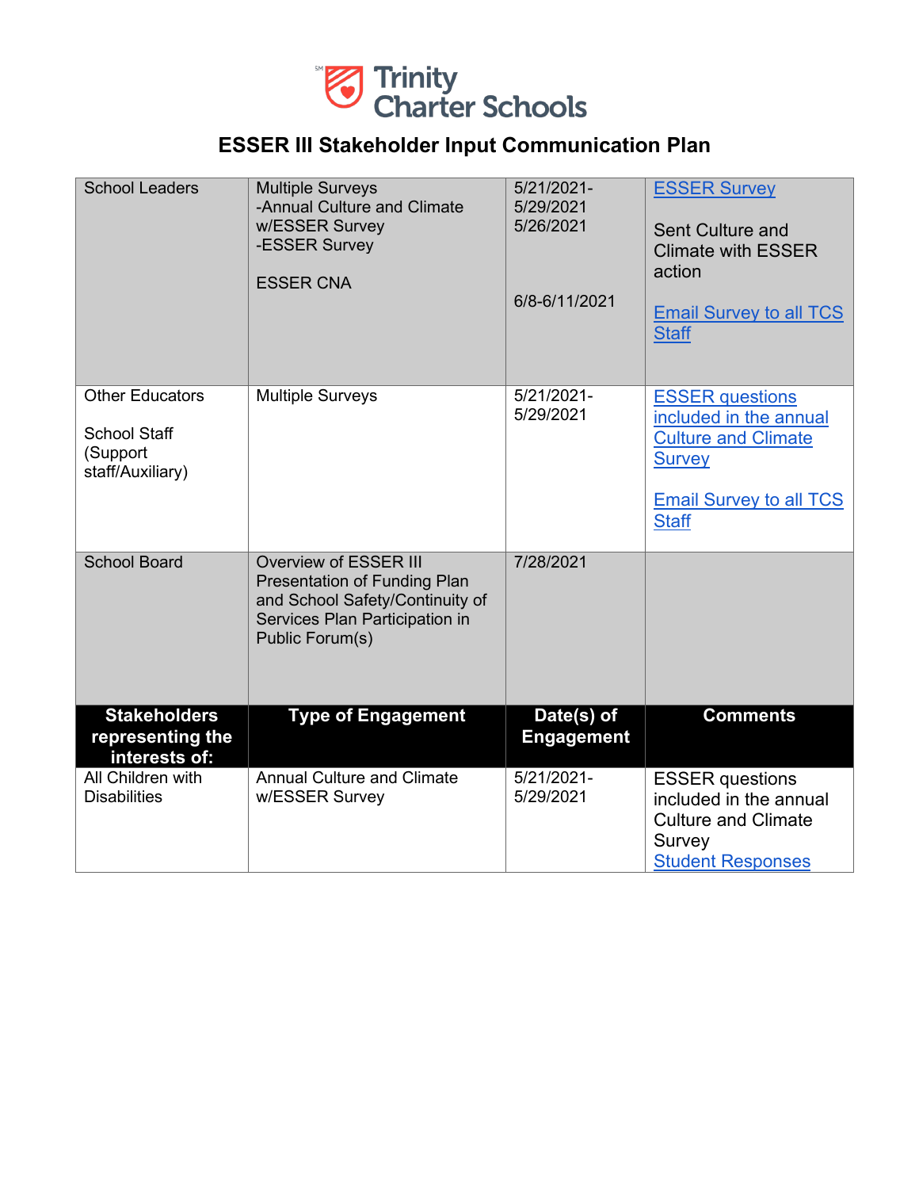Trinity Charter Schools

## ESSER III Stakeholder Input Communication Plan

| | | | |
|---|---|---|---|
| School Leaders | Multiple Surveys<br>-Annual Culture and Climate w/ESSER Survey<br>-ESSER Survey<br><br>ESSER CNA | 5/21/2021-5/29/2021<br>5/26/2021<br><br>6/8-6/11/2021 | ESSER Survey<br><br>Sent Culture and Climate with ESSER action<br><br>Email Survey to all TCS Staff |
| Other Educators<br><br>School Staff (Support staff/Auxiliary) | Multiple Surveys | 5/21/2021-5/29/2021 | ESSER questions included in the annual Culture and Climate Survey<br><br>Email Survey to all TCS Staff |
| School Board | Overview of ESSER III Presentation of Funding Plan and School Safety/Continuity of Services Plan Participation in Public Forum(s) | 7/28/2021 | |
| **Stakeholders representing the interests of:** | **Type of Engagement** | **Date(s) of Engagement** | **Comments** |
| All Children with Disabilities | Annual Culture and Climate w/ESSER Survey | 5/21/2021-5/29/2021 | ESSER questions included in the annual Culture and Climate Survey<br>Student Responses |